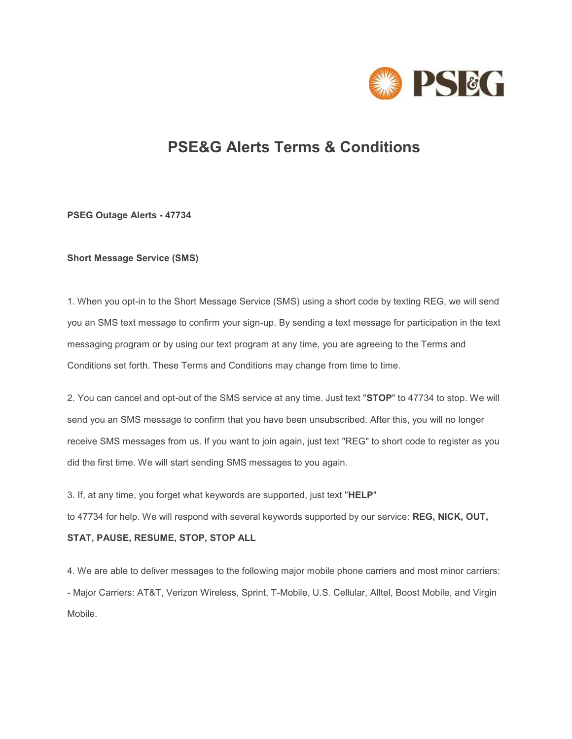# PSE&G Alerts Terms & Conditions

**PSEG Outage Alerts - 47734**

**Short Message Service (SMS)**

1. When you opt-in to the Short Message Service (SMS) using a short code by texting REG, we will send you an SMS text message to confirm your sign-up. By sending a text message for participation in the text messaging program or by using our text program at any time, you are agreeing to the Terms and Conditions set forth. These Terms and Conditions may change from time to time.

2. You can cancel and opt-out of the SMS service at any time. Just text "**STOP**" to 47734 to stop. We will send you an SMS message to confirm that you have been unsubscribed. After this, you will no longer receive SMS messages from us. If you want to join again, just text "REG" to short code to register as you did the first time. We will start sending SMS messages to you again.

3. If, at any time, you forget what keywords are supported, just text "**HELP**" to 47734 for help. We will respond with several keywords supported by our service: **REG, NICK, OUT, STAT, PAUSE, RESUME, STOP, STOP ALL**

4. We are able to deliver messages to the following major mobile phone carriers and most minor carriers:
- Major Carriers: AT&T, Verizon Wireless, Sprint, T-Mobile, U.S. Cellular, Alltel, Boost Mobile, and Virgin Mobile.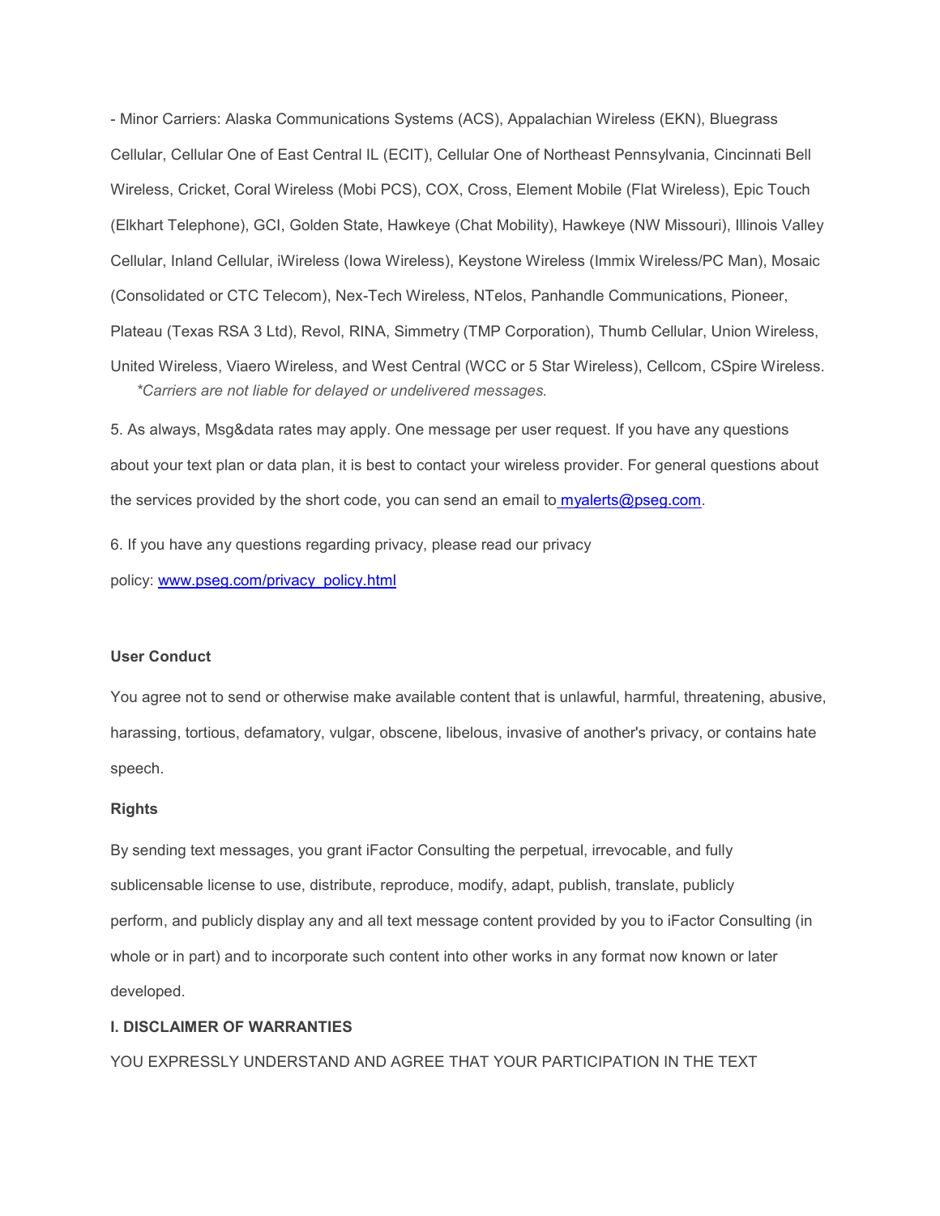- Minor Carriers: Alaska Communications Systems (ACS), Appalachian Wireless (EKN), Bluegrass Cellular, Cellular One of East Central IL (ECIT), Cellular One of Northeast Pennsylvania, Cincinnati Bell Wireless, Cricket, Coral Wireless (Mobi PCS), COX, Cross, Element Mobile (Flat Wireless), Epic Touch (Elkhart Telephone), GCI, Golden State, Hawkeye (Chat Mobility), Hawkeye (NW Missouri), Illinois Valley Cellular, Inland Cellular, iWireless (Iowa Wireless), Keystone Wireless (Immix Wireless/PC Man), Mosaic (Consolidated or CTC Telecom), Nex-Tech Wireless, NTelos, Panhandle Communications, Pioneer, Plateau (Texas RSA 3 Ltd), Revol, RINA, Simmetry (TMP Corporation), Thumb Cellular, Union Wireless, United Wireless, Viaero Wireless, and West Central (WCC or 5 Star Wireless), Cellcom, CSpire Wireless.

*\*Carriers are not liable for delayed or undelivered messages.*

5. As always, Msg&data rates may apply. One message per user request. If you have any questions about your text plan or data plan, it is best to contact your wireless provider. For general questions about the services provided by the short code, you can send an email to [myalerts@pseg.com](mailto:myalerts@pseg.com).

6. If you have any questions regarding privacy, please read our privacy policy: [www.pseg.com/privacy_policy.html](http://www.pseg.com/privacy_policy.html)

**User Conduct**

You agree not to send or otherwise make available content that is unlawful, harmful, threatening, abusive, harassing, tortious, defamatory, vulgar, obscene, libelous, invasive of another's privacy, or contains hate speech.

**Rights**

By sending text messages, you grant iFactor Consulting the perpetual, irrevocable, and fully sublicensable license to use, distribute, reproduce, modify, adapt, publish, translate, publicly perform, and publicly display any and all text message content provided by you to iFactor Consulting (in whole or in part) and to incorporate such content into other works in any format now known or later developed.

**I. DISCLAIMER OF WARRANTIES**

YOU EXPRESSLY UNDERSTAND AND AGREE THAT YOUR PARTICIPATION IN THE TEXT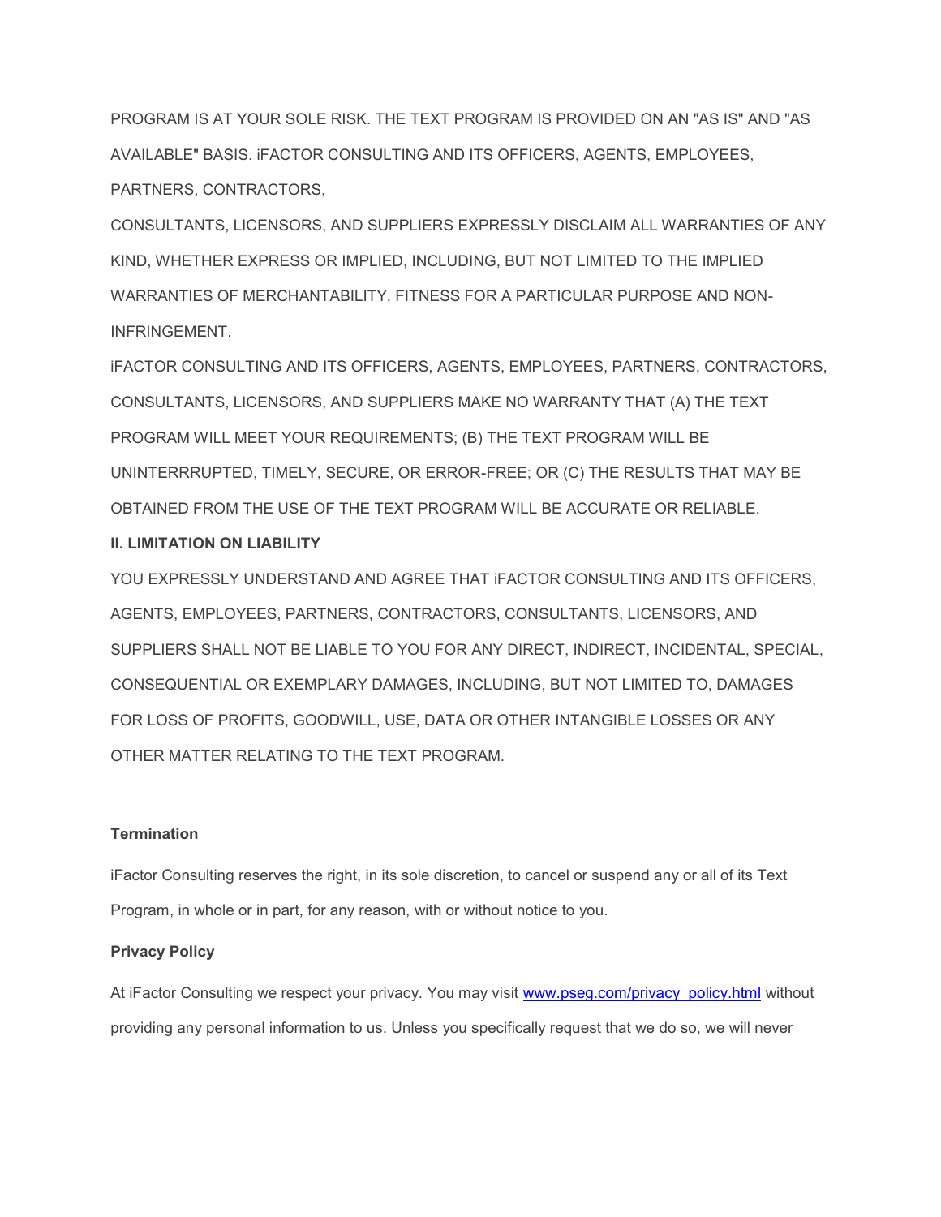PROGRAM IS AT YOUR SOLE RISK. THE TEXT PROGRAM IS PROVIDED ON AN "AS IS" AND "AS AVAILABLE" BASIS. iFACTOR CONSULTING AND ITS OFFICERS, AGENTS, EMPLOYEES, PARTNERS, CONTRACTORS,
CONSULTANTS, LICENSORS, AND SUPPLIERS EXPRESSLY DISCLAIM ALL WARRANTIES OF ANY KIND, WHETHER EXPRESS OR IMPLIED, INCLUDING, BUT NOT LIMITED TO THE IMPLIED WARRANTIES OF MERCHANTABILITY, FITNESS FOR A PARTICULAR PURPOSE AND NON-INFRINGEMENT.

iFACTOR CONSULTING AND ITS OFFICERS, AGENTS, EMPLOYEES, PARTNERS, CONTRACTORS, CONSULTANTS, LICENSORS, AND SUPPLIERS MAKE NO WARRANTY THAT (A) THE TEXT PROGRAM WILL MEET YOUR REQUIREMENTS; (B) THE TEXT PROGRAM WILL BE UNINTERRRUPTED, TIMELY, SECURE, OR ERROR-FREE; OR (C) THE RESULTS THAT MAY BE OBTAINED FROM THE USE OF THE TEXT PROGRAM WILL BE ACCURATE OR RELIABLE.

**II. LIMITATION ON LIABILITY**

YOU EXPRESSLY UNDERSTAND AND AGREE THAT iFACTOR CONSULTING AND ITS OFFICERS, AGENTS, EMPLOYEES, PARTNERS, CONTRACTORS, CONSULTANTS, LICENSORS, AND SUPPLIERS SHALL NOT BE LIABLE TO YOU FOR ANY DIRECT, INDIRECT, INCIDENTAL, SPECIAL, CONSEQUENTIAL OR EXEMPLARY DAMAGES, INCLUDING, BUT NOT LIMITED TO, DAMAGES FOR LOSS OF PROFITS, GOODWILL, USE, DATA OR OTHER INTANGIBLE LOSSES OR ANY OTHER MATTER RELATING TO THE TEXT PROGRAM.

**Termination**

iFactor Consulting reserves the right, in its sole discretion, to cancel or suspend any or all of its Text Program, in whole or in part, for any reason, with or without notice to you.

**Privacy Policy**

At iFactor Consulting we respect your privacy. You may visit [www.pseg.com/privacy_policy.html](www.pseg.com/privacy_policy.html) without providing any personal information to us. Unless you specifically request that we do so, we will never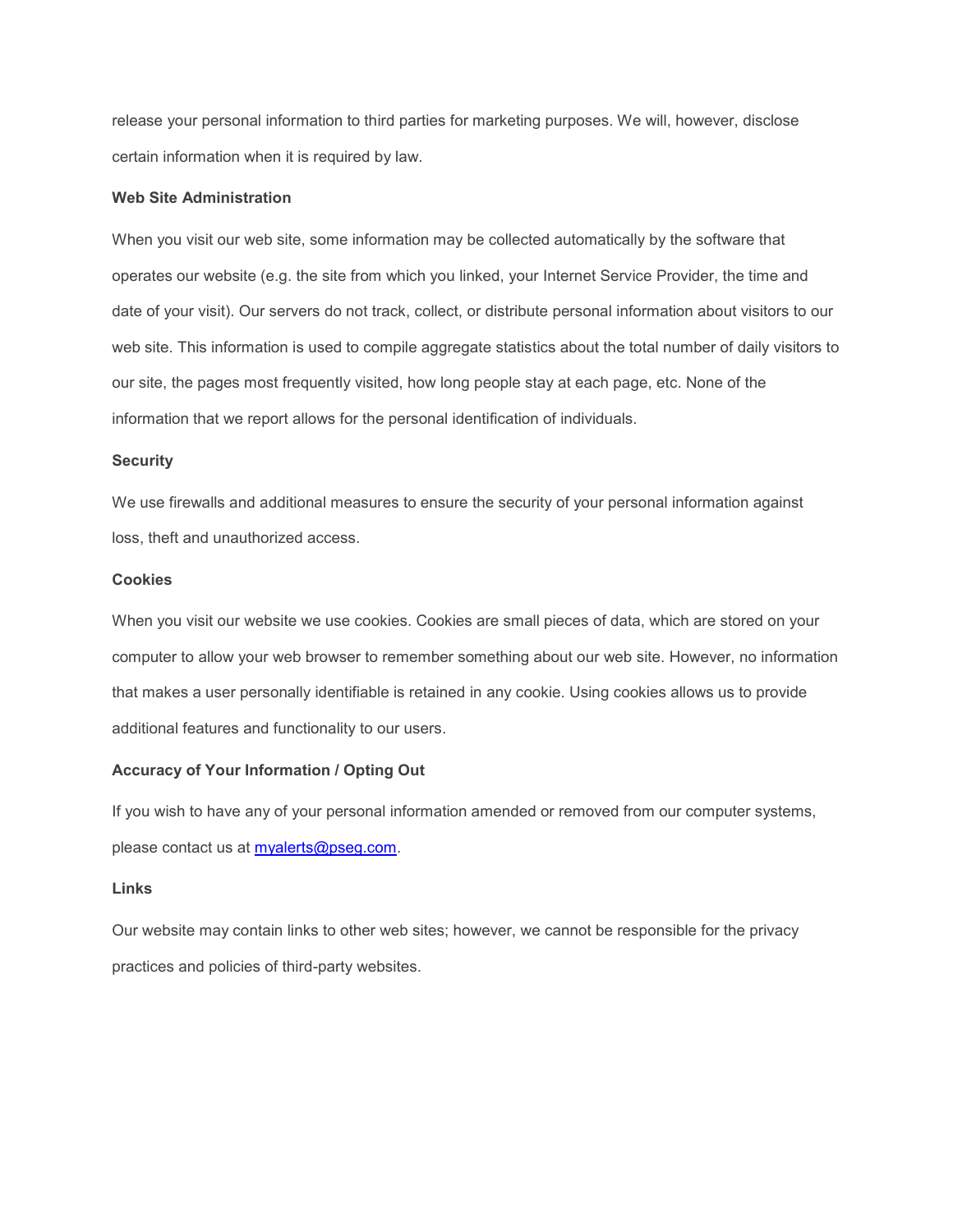release your personal information to third parties for marketing purposes. We will, however, disclose certain information when it is required by law.

**Web Site Administration**

When you visit our web site, some information may be collected automatically by the software that operates our website (e.g. the site from which you linked, your Internet Service Provider, the time and date of your visit). Our servers do not track, collect, or distribute personal information about visitors to our web site. This information is used to compile aggregate statistics about the total number of daily visitors to our site, the pages most frequently visited, how long people stay at each page, etc. None of the information that we report allows for the personal identification of individuals.

**Security**

We use firewalls and additional measures to ensure the security of your personal information against loss, theft and unauthorized access.

**Cookies**

When you visit our website we use cookies. Cookies are small pieces of data, which are stored on your computer to allow your web browser to remember something about our web site. However, no information that makes a user personally identifiable is retained in any cookie. Using cookies allows us to provide additional features and functionality to our users.

**Accuracy of Your Information / Opting Out**

If you wish to have any of your personal information amended or removed from our computer systems, please contact us at [myalerts@pseg.com](mailto:myalerts@pseg.com).

**Links**

Our website may contain links to other web sites; however, we cannot be responsible for the privacy practices and policies of third-party websites.